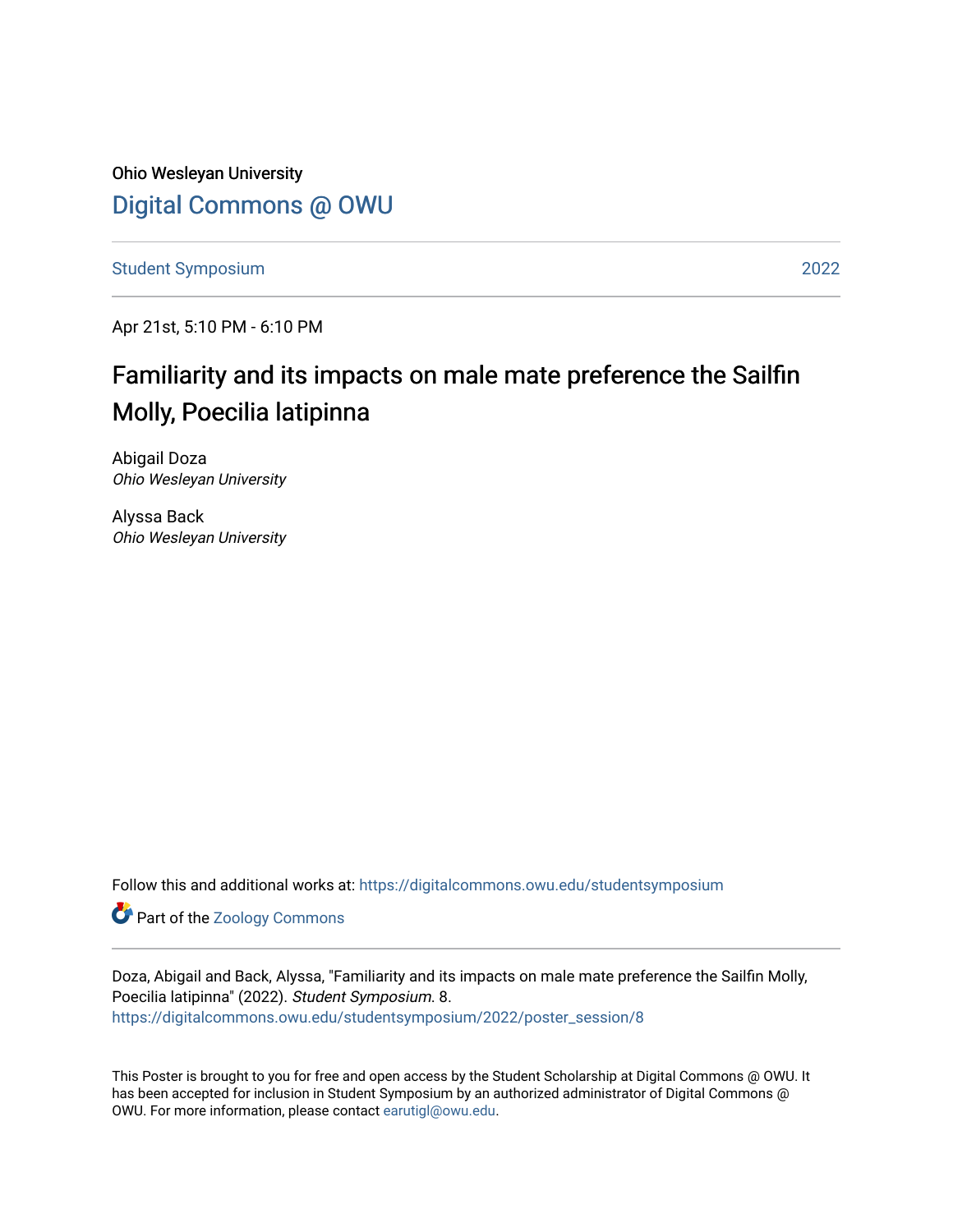Ohio Wesleyan University

Digital Commons @ OWU

Student Symposium 2022

Apr 21st, 5:10 PM - 6:10 PM

# Familiarity and its impacts on male mate preference the Sailfin Molly, Poecilia latipinna

Abigail Doza
*Ohio Wesleyan University*

Alyssa Back
*Ohio Wesleyan University*

Follow this and additional works at: https://digitalcommons.owu.edu/studentsymposium

Part of the Zoology Commons

Doza, Abigail and Back, Alyssa, "Familiarity and its impacts on male mate preference the Sailfin Molly, Poecilia latipinna" (2022). *Student Symposium*. 8.
https://digitalcommons.owu.edu/studentsymposium/2022/poster_session/8

This Poster is brought to you for free and open access by the Student Scholarship at Digital Commons @ OWU. It has been accepted for inclusion in Student Symposium by an authorized administrator of Digital Commons @ OWU. For more information, please contact earutigl@owu.edu.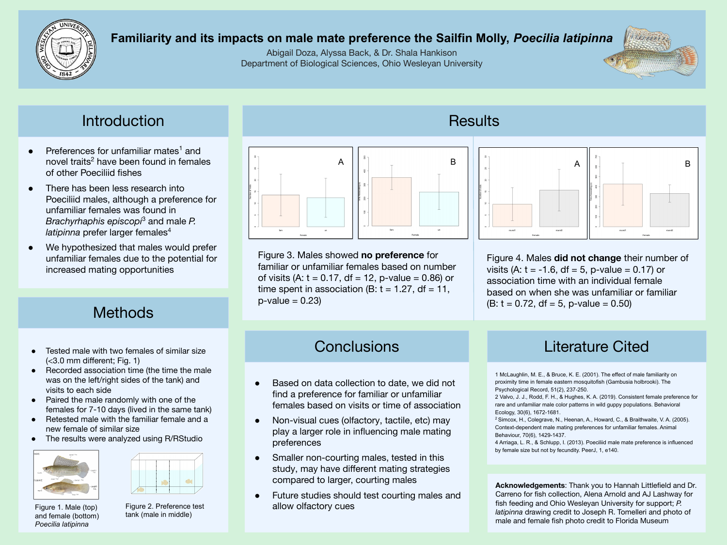# Familiarity and its impacts on male mate preference the Sailfin Molly, *Poecilia latipinna*

Abigail Doza, Alyssa Back, & Dr. Shala Hankison
Department of Biological Sciences, Ohio Wesleyan University

## Introduction

- Preferences for unfamiliar mates[1] and novel traits[2] have been found in females of other Poeciliid fishes
- There has been less research into Poeciliid males, although a preference for unfamiliar females was found in *Brachyrhaphis episcopi*[3] and male *P. latipinna* prefer larger females[4]
- We hypothesized that males would prefer unfamiliar females due to the potential for increased mating opportunities

## Methods

- Tested male with two females of similar size (<3.0 mm different; Fig. 1)
- Recorded association time (the time the male was on the left/right sides of the tank) and visits to each side
- Paired the male randomly with one of the females for 7-10 days (lived in the same tank)
- Retested male with the familiar female and a new female of similar size
- The results were analyzed using R/RStudio

Figure 1. Male (top) and female (bottom) *Poecilia latipinna*

Figure 2. Preference test tank (male in middle)

## Results

A

fam
un
Female

B

fam
un
Female

Figure 3. Males showed **no preference** for familiar or unfamiliar females based on number of visits (A: t = 0.17, df = 12, p-value = 0.86) or time spent in association (B: t = 1.27, df = 11, p-value = 0.23)

A

mundf
mund2
Female

B

mundf
mund2
Female

Figure 4. Males **did not change** their number of visits (A: t = -1.6, df = 5, p-value = 0.17) or association time with an individual female based on when she was unfamiliar or familiar (B: t = 0.72, df = 5, p-value = 0.50)

## Conclusions

- Based on data collection to date, we did not find a preference for familiar or unfamiliar females based on visits or time of association
- Non-visual cues (olfactory, tactile, etc) may play a larger role in influencing male mating preferences
- Smaller non-courting males, tested in this study, may have different mating strategies compared to larger, courting males
- Future studies should test courting males and allow olfactory cues

## Literature Cited

1 McLaughlin, M. E., & Bruce, K. E. (2001). The effect of male familiarity on proximity time in female eastern mosquitofish (Gambusia holbrooki). The Psychological Record, 51(2), 237-250.

2 Valvo, J. J., Rodd, F. H., & Hughes, K. A. (2019). Consistent female preference for rare and unfamiliar male color patterns in wild guppy populations. Behavioral Ecology, 30(6), 1672-1681.

3 Simcox, H., Colegrave, N., Heenan, A., Howard, C., & Braithwaite, V. A. (2005). Context-dependent male mating preferences for unfamiliar females. Animal Behaviour, 70(6), 1429-1437.

4 Arriaga, L. R., & Schlupp, I. (2013). Poeciliid male mate preference is influenced by female size but not by fecundity. PeerJ, 1, e140.

**Acknowledgements**: Thank you to Hannah Littlefield and Dr. Carreno for fish collection, Alena Arnold and AJ Lashway for fish feeding and Ohio Wesleyan University for support; *P. latipinna* drawing credit to Joseph R. Tomelleri and photo of male and female fish photo credit to Florida Museum